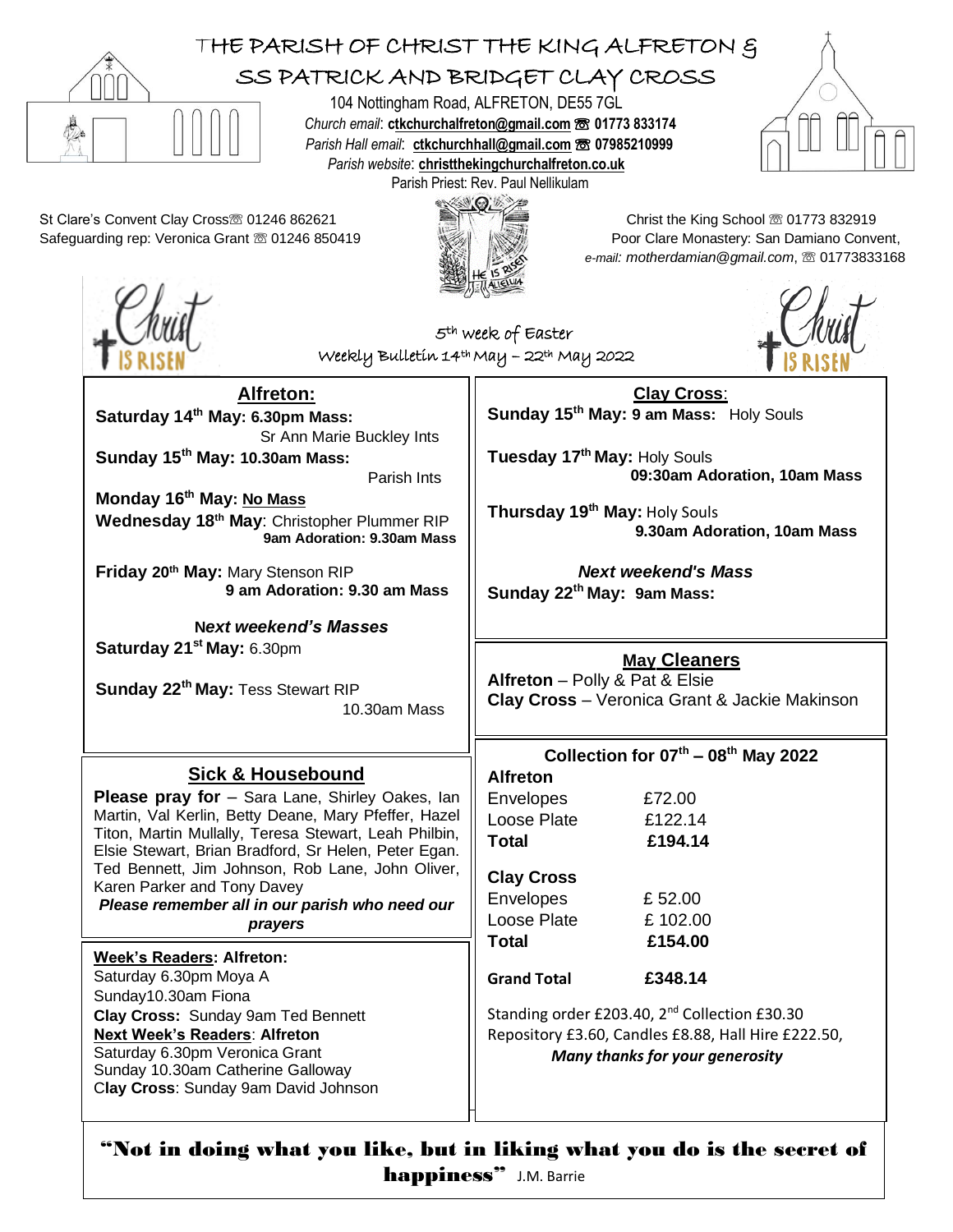# THE PARISH OF CHRIST THE KING ALFRETON & SS PATRICK AND BRIDGET CLAY CROSS

104 Nottingham Road, ALFRETON, DE55 7GL
*Church email*: **ctkchurchalfreton@gmail.com** ☏ **01773 833174**
*Parish Hall email*: **ctkchurchhall@gmail.com** ☏ **07985210999**
*Parish website*: **christthekingchurchalfreton.co.uk**
Parish Priest: Rev. Paul Nellikulam

St Clare's Convent Clay Cross ☏ 01246 862621
Safeguarding rep: Veronica Grant ☏ 01246 850419

Christ the King School ☏ 01773 832919
Poor Clare Monastery: San Damiano Convent,
*e-mail: motherdamian@gmail.com*, ☏ 01773833168

5th week of Easter
Weekly Bulletin 14th May – 22th May 2022

## Alfreton:

**Saturday 14th May: 6.30pm Mass:** Sr Ann Marie Buckley Ints
**Sunday 15th May: 10.30am Mass:** Parish Ints
**Monday 16th May: No Mass**
**Wednesday 18th May**: Christopher Plummer RIP
**9am Adoration: 9.30am Mass**

**Friday 20th May:** Mary Stenson RIP
**9 am Adoration: 9.30 am Mass**

***Next weekend's Masses***
**Saturday 21st May:** 6.30pm

**Sunday 22th May:** Tess Stewart RIP
10.30am Mass

## Clay Cross:

**Sunday 15th May: 9 am Mass:** Holy Souls

**Tuesday 17th May:** Holy Souls
**09:30am Adoration, 10am Mass**

**Thursday 19th May:** Holy Souls
**9.30am Adoration, 10am Mass**

***Next weekend's Mass***
**Sunday 22th May: 9am Mass:**

## May Cleaners

**Alfreton** – Polly & Pat & Elsie
**Clay Cross** – Veronica Grant & Jackie Makinson

## Sick & Housebound

**Please pray for** – Sara Lane, Shirley Oakes, Ian Martin, Val Kerlin, Betty Deane, Mary Pfeffer, Hazel Titon, Martin Mullally, Teresa Stewart, Leah Philbin, Elsie Stewart, Brian Bradford, Sr Helen, Peter Egan. Ted Bennett, Jim Johnson, Rob Lane, John Oliver, Karen Parker and Tony Davey

***Please remember all in our parish who need our prayers***

## Collection for 07th – 08th May 2022

| **Alfreton** | |
|---|---|
| Envelopes | £72.00 |
| Loose Plate | £122.14 |
| **Total** | **£194.14** |
| **Clay Cross** | |
| Envelopes | £ 52.00 |
| Loose Plate | £ 102.00 |
| **Total** | **£154.00** |
| **Grand Total** | **£348.14** |

Standing order £203.40, 2nd Collection £30.30
Repository £3.60, Candles £8.88, Hall Hire £222.50,
***Many thanks for your generosity***

**Week's Readers: Alfreton:**
Saturday 6.30pm Moya A
Sunday10.30am Fiona
**Clay Cross:** Sunday 9am Ted Bennett
**Next Week's Readers**: **Alfreton**
Saturday 6.30pm Veronica Grant
Sunday 10.30am Catherine Galloway
**Clay Cross**: Sunday 9am David Johnson

**"Not in doing what you like, but in liking what you do is the secret of happiness"** J.M. Barrie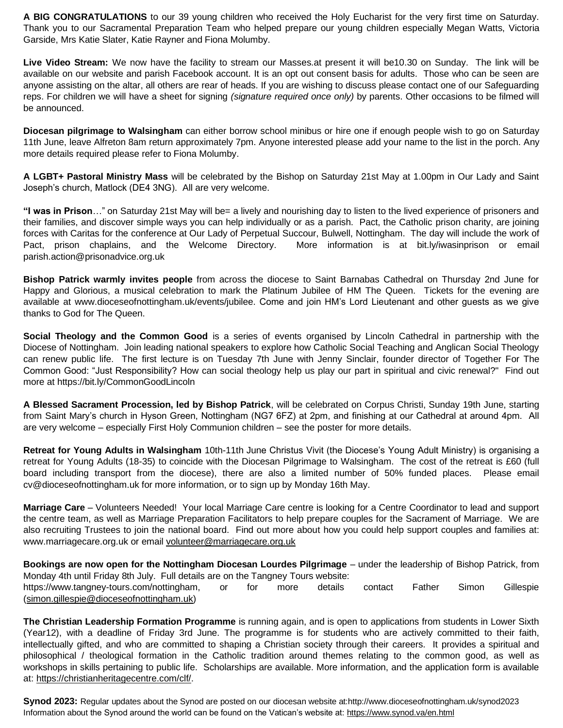**A BIG CONGRATULATIONS** to our 39 young children who received the Holy Eucharist for the very first time on Saturday. Thank you to our Sacramental Preparation Team who helped prepare our young children especially Megan Watts, Victoria Garside, Mrs Katie Slater, Katie Rayner and Fiona Molumby.

**Live Video Stream:** We now have the facility to stream our Masses.at present it will be10.30 on Sunday. The link will be available on our website and parish Facebook account. It is an opt out consent basis for adults. Those who can be seen are anyone assisting on the altar, all others are rear of heads. If you are wishing to discuss please contact one of our Safeguarding reps. For children we will have a sheet for signing *(signature required once only)* by parents. Other occasions to be filmed will be announced.

**Diocesan pilgrimage to Walsingham** can either borrow school minibus or hire one if enough people wish to go on Saturday 11th June, leave Alfreton 8am return approximately 7pm. Anyone interested please add your name to the list in the porch. Any more details required please refer to Fiona Molumby.

**A LGBT+ Pastoral Ministry Mass** will be celebrated by the Bishop on Saturday 21st May at 1.00pm in Our Lady and Saint Joseph's church, Matlock (DE4 3NG). All are very welcome.

**"I was in Prison**…" on Saturday 21st May will be= a lively and nourishing day to listen to the lived experience of prisoners and their families, and discover simple ways you can help individually or as a parish. Pact, the Catholic prison charity, are joining forces with Caritas for the conference at Our Lady of Perpetual Succour, Bulwell, Nottingham. The day will include the work of Pact, prison chaplains, and the Welcome Directory. More information is at bit.ly/iwasinprison or email parish.action@prisonadvice.org.uk

**Bishop Patrick warmly invites people** from across the diocese to Saint Barnabas Cathedral on Thursday 2nd June for Happy and Glorious, a musical celebration to mark the Platinum Jubilee of HM The Queen. Tickets for the evening are available at www.dioceseofnottingham.uk/events/jubilee. Come and join HM's Lord Lieutenant and other guests as we give thanks to God for The Queen.

**Social Theology and the Common Good** is a series of events organised by Lincoln Cathedral in partnership with the Diocese of Nottingham. Join leading national speakers to explore how Catholic Social Teaching and Anglican Social Theology can renew public life. The first lecture is on Tuesday 7th June with Jenny Sinclair, founder director of Together For The Common Good: "Just Responsibility? How can social theology help us play our part in spiritual and civic renewal?" Find out more at https://bit.ly/CommonGoodLincoln

**A Blessed Sacrament Procession, led by Bishop Patrick**, will be celebrated on Corpus Christi, Sunday 19th June, starting from Saint Mary's church in Hyson Green, Nottingham (NG7 6FZ) at 2pm, and finishing at our Cathedral at around 4pm. All are very welcome – especially First Holy Communion children – see the poster for more details.

**Retreat for Young Adults in Walsingham** 10th-11th June Christus Vivit (the Diocese's Young Adult Ministry) is organising a retreat for Young Adults (18-35) to coincide with the Diocesan Pilgrimage to Walsingham. The cost of the retreat is £60 (full board including transport from the diocese), there are also a limited number of 50% funded places. Please email cv@dioceseofnottingham.uk for more information, or to sign up by Monday 16th May.

**Marriage Care** – Volunteers Needed! Your local Marriage Care centre is looking for a Centre Coordinator to lead and support the centre team, as well as Marriage Preparation Facilitators to help prepare couples for the Sacrament of Marriage. We are also recruiting Trustees to join the national board. Find out more about how you could help support couples and families at: www.marriagecare.org.uk or email volunteer@marriagecare.org.uk

**Bookings are now open for the Nottingham Diocesan Lourdes Pilgrimage** – under the leadership of Bishop Patrick, from Monday 4th until Friday 8th July. Full details are on the Tangney Tours website: https://www.tangney-tours.com/nottingham, or for more details contact Father Simon Gillespie (simon.gillespie@dioceseofnottingham.uk)

**The Christian Leadership Formation Programme** is running again, and is open to applications from students in Lower Sixth (Year12), with a deadline of Friday 3rd June. The programme is for students who are actively committed to their faith, intellectually gifted, and who are committed to shaping a Christian society through their careers. It provides a spiritual and philosophical / theological formation in the Catholic tradition around themes relating to the common good, as well as workshops in skills pertaining to public life. Scholarships are available. More information, and the application form is available at: https://christianheritagecentre.com/clf/.

**Synod 2023:** Regular updates about the Synod are posted on our diocesan website at:http://www.dioceseofnottingham.uk/synod2023
Information about the Synod around the world can be found on the Vatican's website at: https://www.synod.va/en.html